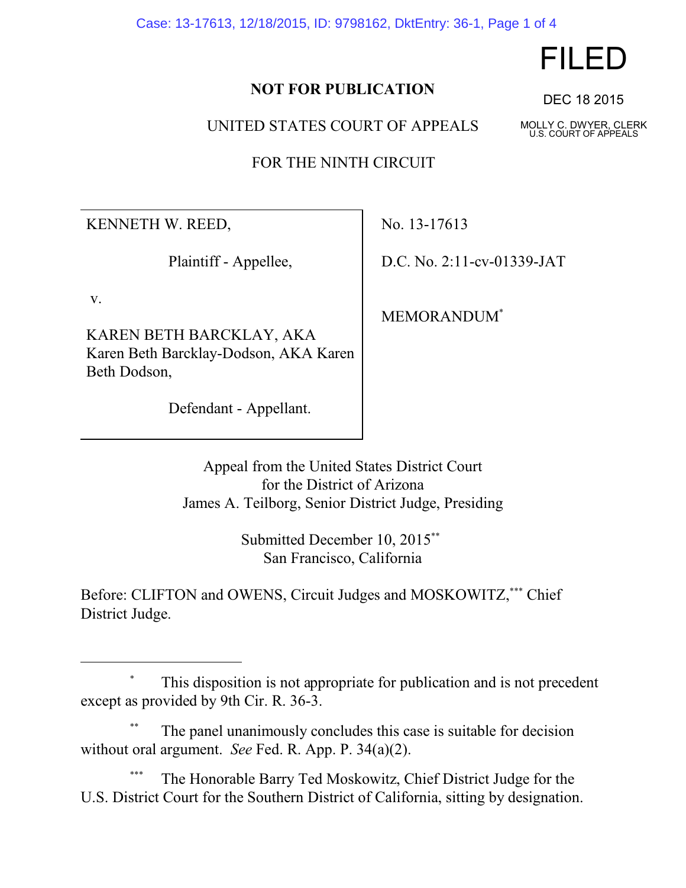FILED

DEC 18 2015

MOLLY C. DWYER, CLERK
U.S. COURT OF APPEALS

**NOT FOR PUBLICATION**

UNITED STATES COURT OF APPEALS

FOR THE NINTH CIRCUIT

| | |
|---|---|
| KENNETH W. REED,<br><br>Plaintiff - Appellee,<br><br>v.<br><br>KAREN BETH BARCKLAY, AKA Karen Beth Barcklay-Dodson, AKA Karen Beth Dodson,<br><br>Defendant - Appellant. | No. 13-17613<br><br>D.C. No. 2:11-cv-01339-JAT<br><br>MEMORANDUM[*] |

Appeal from the United States District Court
for the District of Arizona
James A. Teilborg, Senior District Judge, Presiding

Submitted December 10, 2015[**]
San Francisco, California

Before: CLIFTON and OWENS, Circuit Judges and MOSKOWITZ,[***] Chief District Judge.

---

[*] This disposition is not appropriate for publication and is not precedent except as provided by 9th Cir. R. 36-3.

[**] The panel unanimously concludes this case is suitable for decision without oral argument. *See* Fed. R. App. P. 34(a)(2).

[***] The Honorable Barry Ted Moskowitz, Chief District Judge for the U.S. District Court for the Southern District of California, sitting by designation.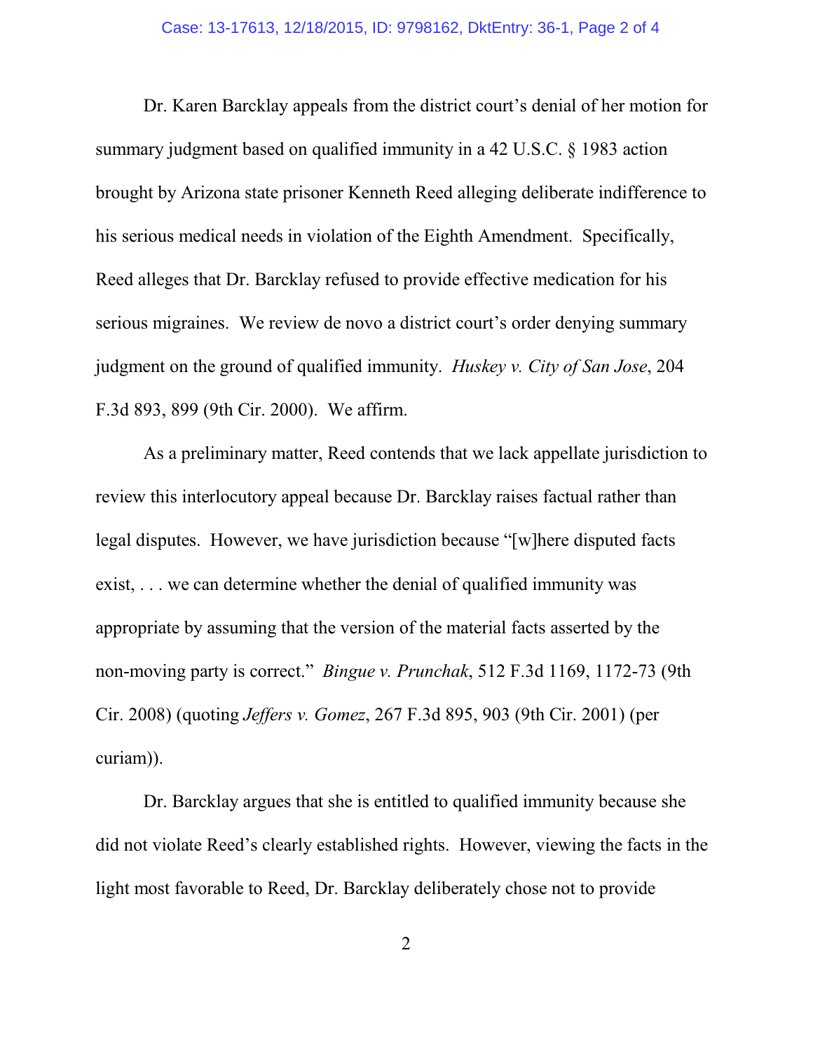Dr. Karen Barcklay appeals from the district court's denial of her motion for summary judgment based on qualified immunity in a 42 U.S.C. § 1983 action brought by Arizona state prisoner Kenneth Reed alleging deliberate indifference to his serious medical needs in violation of the Eighth Amendment. Specifically, Reed alleges that Dr. Barcklay refused to provide effective medication for his serious migraines. We review de novo a district court's order denying summary judgment on the ground of qualified immunity. *Huskey v. City of San Jose*, 204 F.3d 893, 899 (9th Cir. 2000). We affirm.

As a preliminary matter, Reed contends that we lack appellate jurisdiction to review this interlocutory appeal because Dr. Barcklay raises factual rather than legal disputes. However, we have jurisdiction because "[w]here disputed facts exist, . . . we can determine whether the denial of qualified immunity was appropriate by assuming that the version of the material facts asserted by the non-moving party is correct." *Bingue v. Prunchak*, 512 F.3d 1169, 1172-73 (9th Cir. 2008) (quoting *Jeffers v. Gomez*, 267 F.3d 895, 903 (9th Cir. 2001) (per curiam)).

Dr. Barcklay argues that she is entitled to qualified immunity because she did not violate Reed's clearly established rights. However, viewing the facts in the light most favorable to Reed, Dr. Barcklay deliberately chose not to provide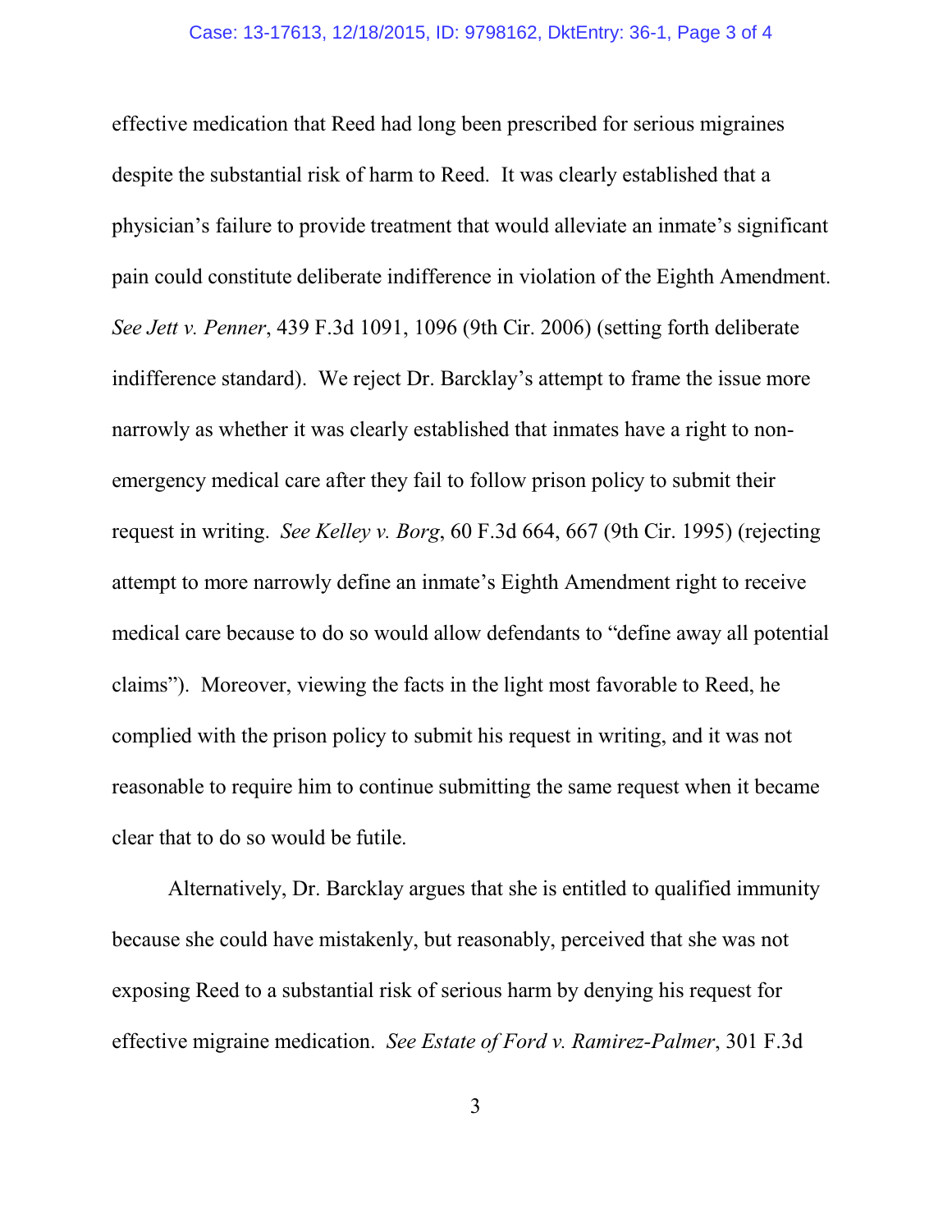effective medication that Reed had long been prescribed for serious migraines despite the substantial risk of harm to Reed. It was clearly established that a physician's failure to provide treatment that would alleviate an inmate's significant pain could constitute deliberate indifference in violation of the Eighth Amendment. *See Jett v. Penner*, 439 F.3d 1091, 1096 (9th Cir. 2006) (setting forth deliberate indifference standard). We reject Dr. Barcklay's attempt to frame the issue more narrowly as whether it was clearly established that inmates have a right to non-emergency medical care after they fail to follow prison policy to submit their request in writing. *See Kelley v. Borg*, 60 F.3d 664, 667 (9th Cir. 1995) (rejecting attempt to more narrowly define an inmate's Eighth Amendment right to receive medical care because to do so would allow defendants to "define away all potential claims"). Moreover, viewing the facts in the light most favorable to Reed, he complied with the prison policy to submit his request in writing, and it was not reasonable to require him to continue submitting the same request when it became clear that to do so would be futile.

Alternatively, Dr. Barcklay argues that she is entitled to qualified immunity because she could have mistakenly, but reasonably, perceived that she was not exposing Reed to a substantial risk of serious harm by denying his request for effective migraine medication. *See Estate of Ford v. Ramirez-Palmer*, 301 F.3d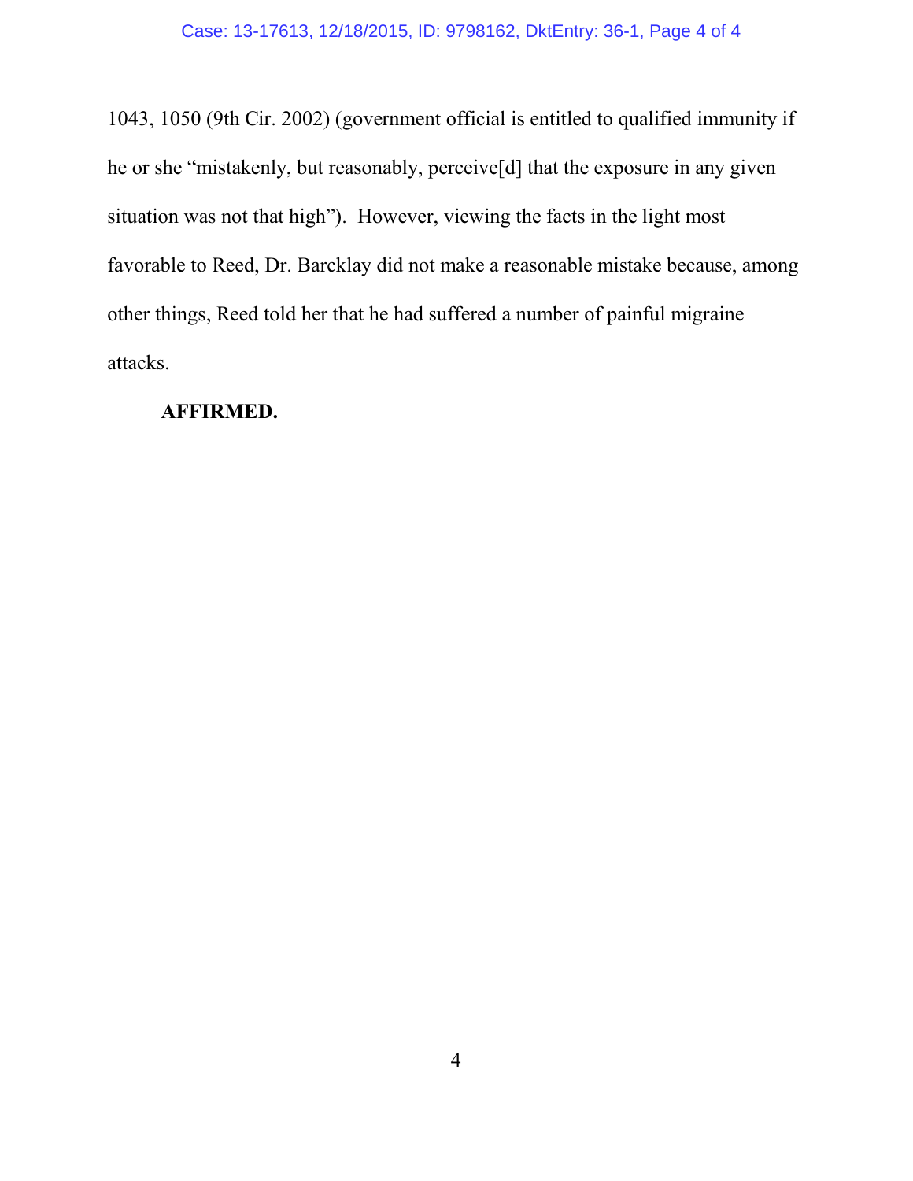1043, 1050 (9th Cir. 2002) (government official is entitled to qualified immunity if he or she "mistakenly, but reasonably, perceive[d] that the exposure in any given situation was not that high"). However, viewing the facts in the light most favorable to Reed, Dr. Barcklay did not make a reasonable mistake because, among other things, Reed told her that he had suffered a number of painful migraine attacks.

**AFFIRMED.**